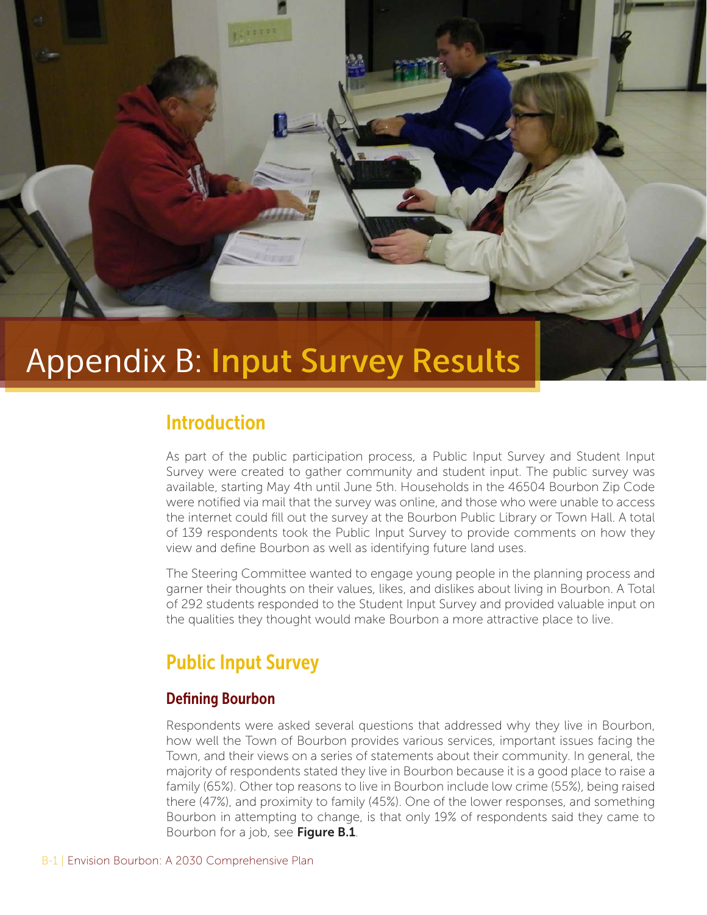# Appendix B: Input Survey Results

## Introduction

As part of the public participation process, a Public Input Survey and Student Input Survey were created to gather community and student input. The public survey was available, starting May 4th until June 5th. Households in the 46504 Bourbon Zip Code were notified via mail that the survey was online, and those who were unable to access the internet could fill out the survey at the Bourbon Public Library or Town Hall. A total of 139 respondents took the Public Input Survey to provide comments on how they view and define Bourbon as well as identifying future land uses.

The Steering Committee wanted to engage young people in the planning process and garner their thoughts on their values, likes, and dislikes about living in Bourbon. A Total of 292 students responded to the Student Input Survey and provided valuable input on the qualities they thought would make Bourbon a more attractive place to live.

## Public Input Survey

### Defining Bourbon

Respondents were asked several questions that addressed why they live in Bourbon, how well the Town of Bourbon provides various services, important issues facing the Town, and their views on a series of statements about their community. In general, the majority of respondents stated they live in Bourbon because it is a good place to raise a family (65%). Other top reasons to live in Bourbon include low crime (55%), being raised there (47%), and proximity to family (45%). One of the lower responses, and something Bourbon in attempting to change, is that only 19% of respondents said they came to Bourbon for a job, see **Figure B.1**.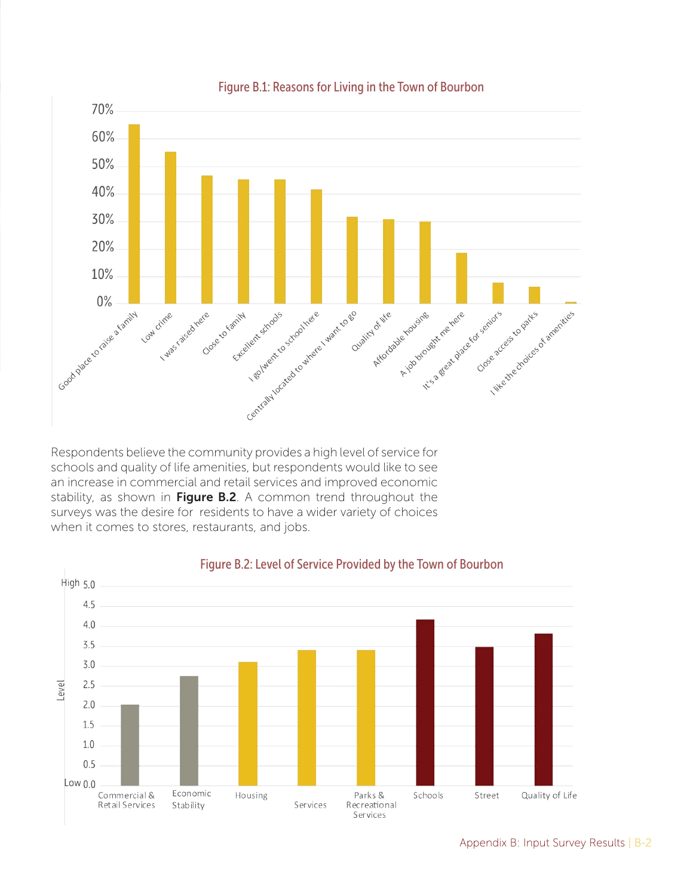Figure B.1: Reasons for Living in the Town of Bourbon

Respondents believe the community provides a high level of service for schools and quality of life amenities, but respondents would like to see an increase in commercial and retail services and improved economic stability, as shown in **Figure B.2**. A common trend throughout the surveys was the desire for residents to have a wider variety of choices when it comes to stores, restaurants, and jobs.

Figure B.2: Level of Service Provided by the Town of Bourbon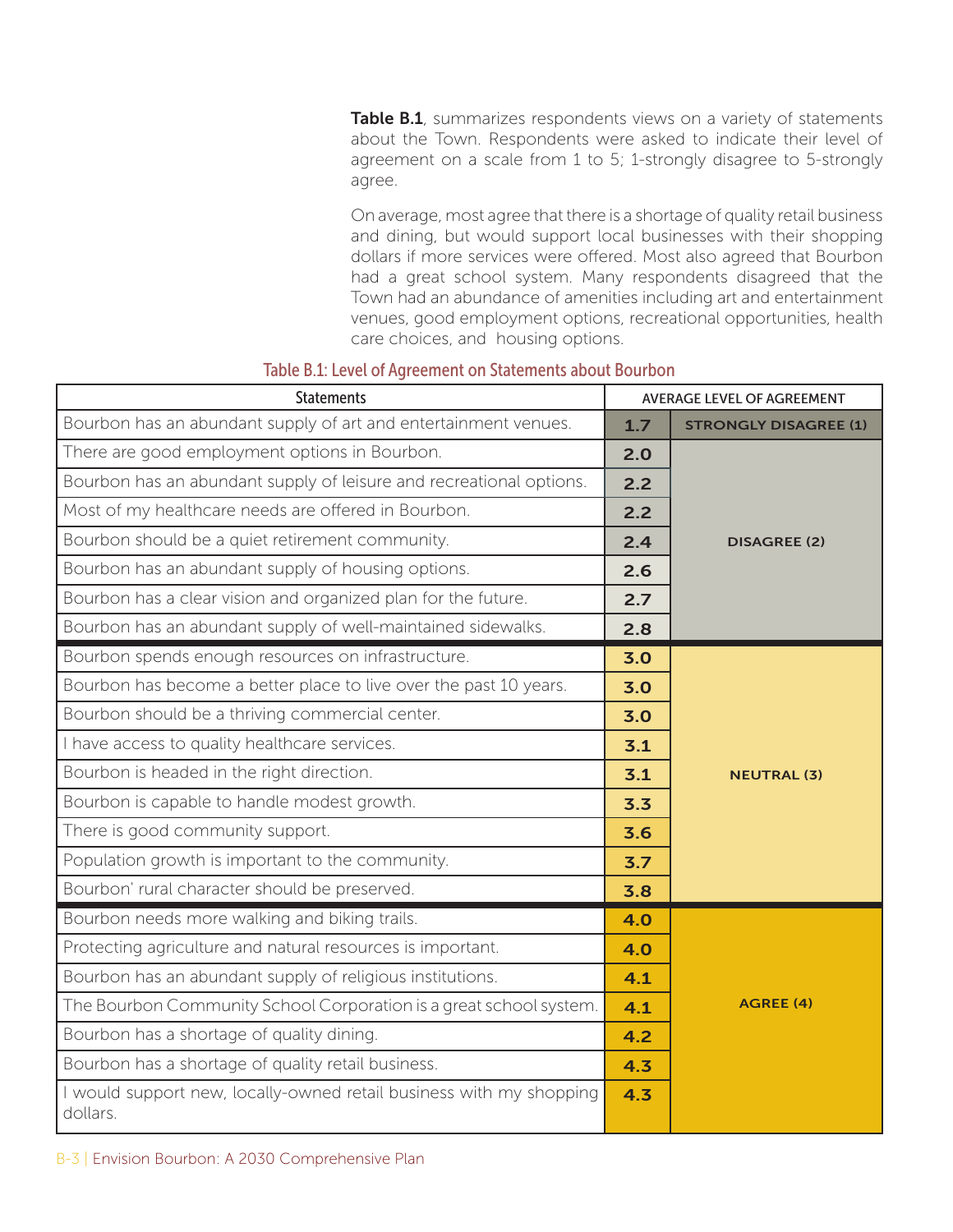**Table B.1**, summarizes respondents views on a variety of statements about the Town. Respondents were asked to indicate their level of agreement on a scale from 1 to 5; 1-strongly disagree to 5-strongly agree.

On average, most agree that there is a shortage of quality retail business and dining, but would support local businesses with their shopping dollars if more services were offered. Most also agreed that Bourbon had a great school system. Many respondents disagreed that the Town had an abundance of amenities including art and entertainment venues, good employment options, recreational opportunities, health care choices, and housing options.

Table B.1: Level of Agreement on Statements about Bourbon

| Statements | AVERAGE LEVEL OF AGREEMENT | |
|---|---|---|
| Bourbon has an abundant supply of art and entertainment venues. | 1.7 | STRONGLY DISAGREE (1) |
| There are good employment options in Bourbon. | 2.0 | DISAGREE (2) |
| Bourbon has an abundant supply of leisure and recreational options. | 2.2 | |
| Most of my healthcare needs are offered in Bourbon. | 2.2 | |
| Bourbon should be a quiet retirement community. | 2.4 | |
| Bourbon has an abundant supply of housing options. | 2.6 | |
| Bourbon has a clear vision and organized plan for the future. | 2.7 | |
| Bourbon has an abundant supply of well-maintained sidewalks. | 2.8 | |
| Bourbon spends enough resources on infrastructure. | 3.0 | NEUTRAL (3) |
| Bourbon has become a better place to live over the past 10 years. | 3.0 | |
| Bourbon should be a thriving commercial center. | 3.0 | |
| I have access to quality healthcare services. | 3.1 | |
| Bourbon is headed in the right direction. | 3.1 | |
| Bourbon is capable to handle modest growth. | 3.3 | |
| There is good community support. | 3.6 | |
| Population growth is important to the community. | 3.7 | |
| Bourbon' rural character should be preserved. | 3.8 | |
| Bourbon needs more walking and biking trails. | 4.0 | AGREE (4) |
| Protecting agriculture and natural resources is important. | 4.0 | |
| Bourbon has an abundant supply of religious institutions. | 4.1 | |
| The Bourbon Community School Corporation is a great school system. | 4.1 | |
| Bourbon has a shortage of quality dining. | 4.2 | |
| Bourbon has a shortage of quality retail business. | 4.3 | |
| I would support new, locally-owned retail business with my shopping dollars. | 4.3 | |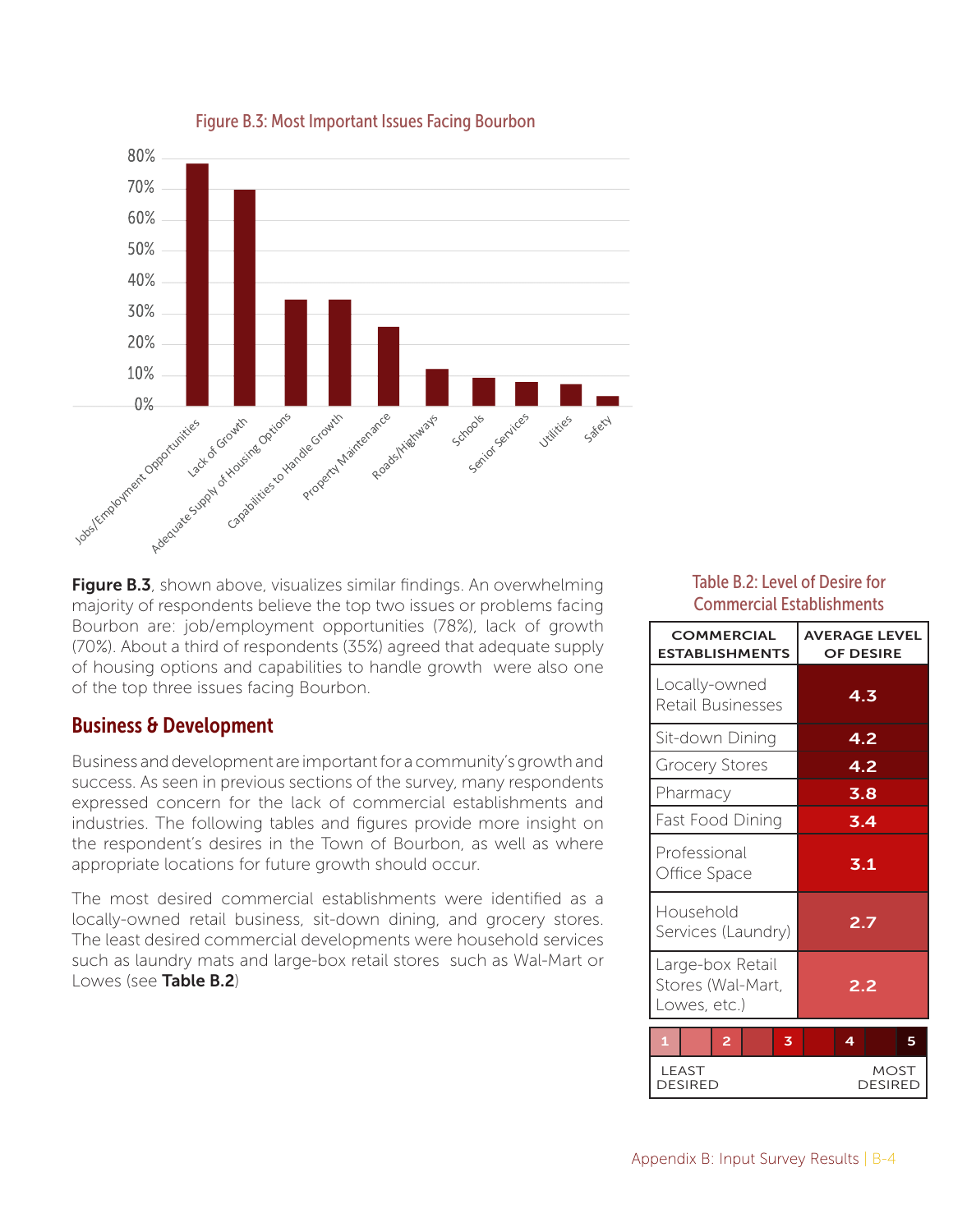Figure B.3: Most Important Issues Facing Bourbon

**Figure B.3**, shown above, visualizes similar findings. An overwhelming majority of respondents believe the top two issues or problems facing Bourbon are: job/employment opportunities (78%), lack of growth (70%). About a third of respondents (35%) agreed that adequate supply of housing options and capabilities to handle growth were also one of the top three issues facing Bourbon.

## Business & Development

Business and development are important for a community's growth and success. As seen in previous sections of the survey, many respondents expressed concern for the lack of commercial establishments and industries. The following tables and figures provide more insight on the respondent's desires in the Town of Bourbon, as well as where appropriate locations for future growth should occur.

The most desired commercial establishments were identified as a locally-owned retail business, sit-down dining, and grocery stores. The least desired commercial developments were household services such as laundry mats and large-box retail stores such as Wal-Mart or Lowes (see **Table B.2**)

Table B.2: Level of Desire for Commercial Establishments

| COMMERCIAL ESTABLISHMENTS | AVERAGE LEVEL OF DESIRE |
|---|---|
| Locally-owned Retail Businesses | 4.3 |
| Sit-down Dining | 4.2 |
| Grocery Stores | 4.2 |
| Pharmacy | 3.8 |
| Fast Food Dining | 3.4 |
| Professional Office Space | 3.1 |
| Household Services (Laundry) | 2.7 |
| Large-box Retail Stores (Wal-Mart, Lowes, etc.) | 2.2 |

1 – LEAST DESIRED, 2, 3, 4, 5 – MOST DESIRED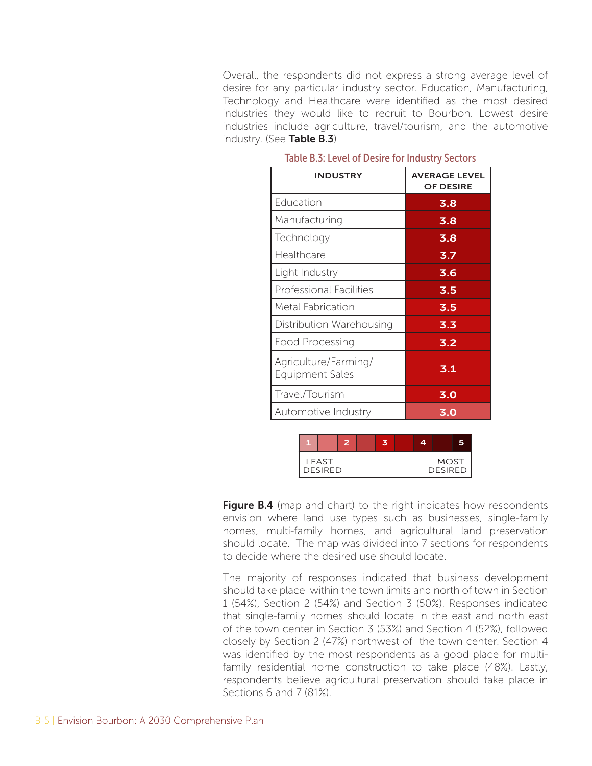Overall, the respondents did not express a strong average level of desire for any particular industry sector. Education, Manufacturing, Technology and Healthcare were identified as the most desired industries they would like to recruit to Bourbon. Lowest desire industries include agriculture, travel/tourism, and the automotive industry. (See **Table B.3**)

Table B.3: Level of Desire for Industry Sectors

| INDUSTRY | AVERAGE LEVEL OF DESIRE |
|---|---|
| Education | 3.8 |
| Manufacturing | 3.8 |
| Technology | 3.8 |
| Healthcare | 3.7 |
| Light Industry | 3.6 |
| Professional Facilities | 3.5 |
| Metal Fabrication | 3.5 |
| Distribution Warehousing | 3.3 |
| Food Processing | 3.2 |
| Agriculture/Farming/ Equipment Sales | 3.1 |
| Travel/Tourism | 3.0 |
| Automotive Industry | 3.0 |

| 1 | | 2 | | 3 | | 4 | | 5 |
|---|---|---|---|---|---|---|---|---|
| LEAST DESIRED | | | | | | | | MOST DESIRED |

**Figure B.4** (map and chart) to the right indicates how respondents envision where land use types such as businesses, single-family homes, multi-family homes, and agricultural land preservation should locate. The map was divided into 7 sections for respondents to decide where the desired use should locate.

The majority of responses indicated that business development should take place within the town limits and north of town in Section 1 (54%), Section 2 (54%) and Section 3 (50%). Responses indicated that single-family homes should locate in the east and north east of the town center in Section 3 (53%) and Section 4 (52%), followed closely by Section 2 (47%) northwest of the town center. Section 4 was identified by the most respondents as a good place for multi-family residential home construction to take place (48%). Lastly, respondents believe agricultural preservation should take place in Sections 6 and 7 (81%).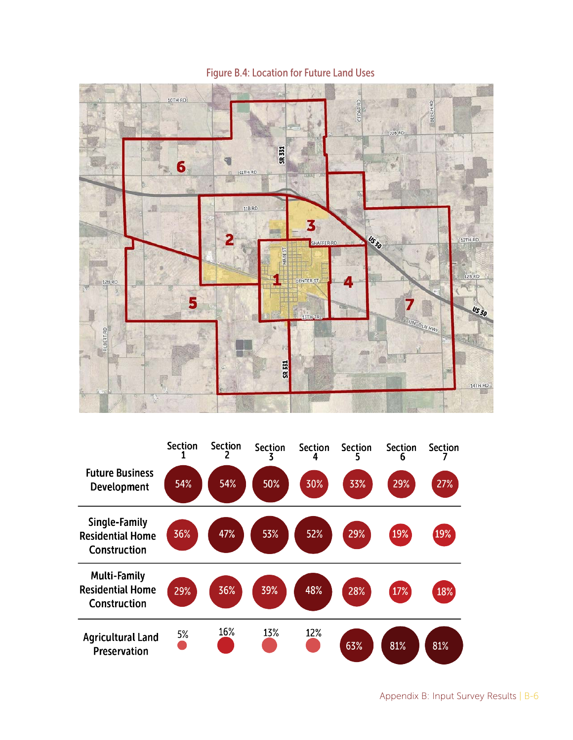Figure B.4: Location for Future Land Uses

| | Section 1 | Section 2 | Section 3 | Section 4 | Section 5 | Section 6 | Section 7 |
|---|---|---|---|---|---|---|---|
| Future Business Development | 54% | 54% | 50% | 30% | 33% | 29% | 27% |
| Single-Family Residential Home Construction | 36% | 47% | 53% | 52% | 29% | 19% | 19% |
| Multi-Family Residential Home Construction | 29% | 36% | 39% | 48% | 28% | 17% | 18% |
| Agricultural Land Preservation | 5% | 16% | 13% | 12% | 63% | 81% | 81% |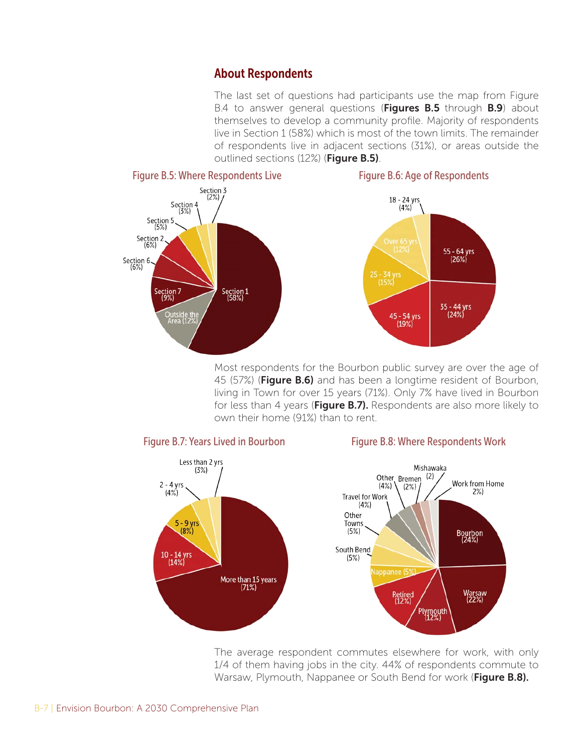## About Respondents

The last set of questions had participants use the map from Figure B.4 to answer general questions (**Figures B.5** through **B.9**) about themselves to develop a community profile. Majority of respondents live in Section 1 (58%) which is most of the town limits. The remainder of respondents live in adjacent sections (31%), or areas outside the outlined sections (12%) (**Figure B.5)**.

**Figure B.5: Where Respondents Live**

**Figure B.6: Age of Respondents**

Most respondents for the Bourbon public survey are over the age of 45 (57%) (**Figure B.6)** and has been a longtime resident of Bourbon, living in Town for over 15 years (71%). Only 7% have lived in Bourbon for less than 4 years (**Figure B.7).** Respondents are also more likely to own their home (91%) than to rent.

**Figure B.7: Years Lived in Bourbon**

**Figure B.8: Where Respondents Work**

The average respondent commutes elsewhere for work, with only 1/4 of them having jobs in the city. 44% of respondents commute to Warsaw, Plymouth, Nappanee or South Bend for work (**Figure B.8).**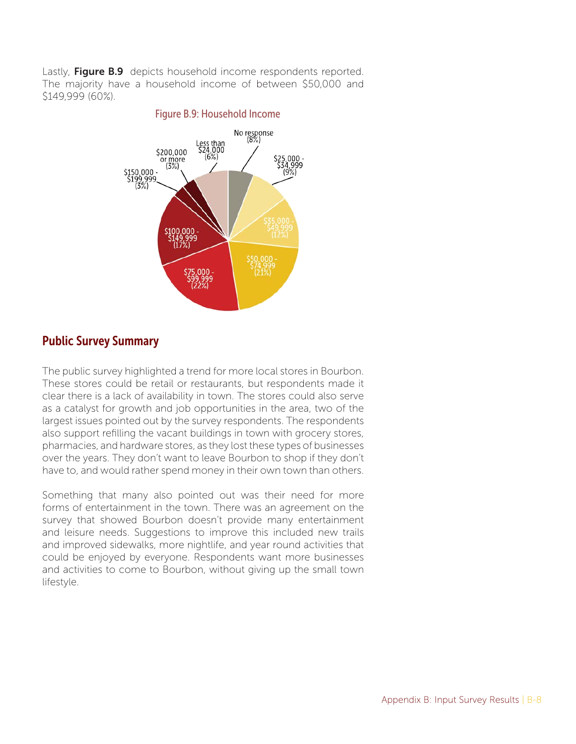Lastly, **Figure B.9** depicts household income respondents reported. The majority have a household income of between $50,000 and $149,999 (60%).

Figure B.9: Household Income

| Household Income | Percent |
|---|---|
| No response | 8% |
| Less than $24,000 | 6% |
| $25,000 - $34,999 | 9% |
| $35,000 - $49,999 | 12% |
| $50,000 - $74,999 | 21% |
| $75,000 - $99,999 | 22% |
| $100,000 - $149,999 | 17% |
| $150,000 - $199,999 | 3% |
| $200,000 or more | 3% |

## Public Survey Summary

The public survey highlighted a trend for more local stores in Bourbon. These stores could be retail or restaurants, but respondents made it clear there is a lack of availability in town. The stores could also serve as a catalyst for growth and job opportunities in the area, two of the largest issues pointed out by the survey respondents. The respondents also support refilling the vacant buildings in town with grocery stores, pharmacies, and hardware stores, as they lost these types of businesses over the years. They don't want to leave Bourbon to shop if they don't have to, and would rather spend money in their own town than others.

Something that many also pointed out was their need for more forms of entertainment in the town. There was an agreement on the survey that showed Bourbon doesn't provide many entertainment and leisure needs. Suggestions to improve this included new trails and improved sidewalks, more nightlife, and year round activities that could be enjoyed by everyone. Respondents want more businesses and activities to come to Bourbon, without giving up the small town lifestyle.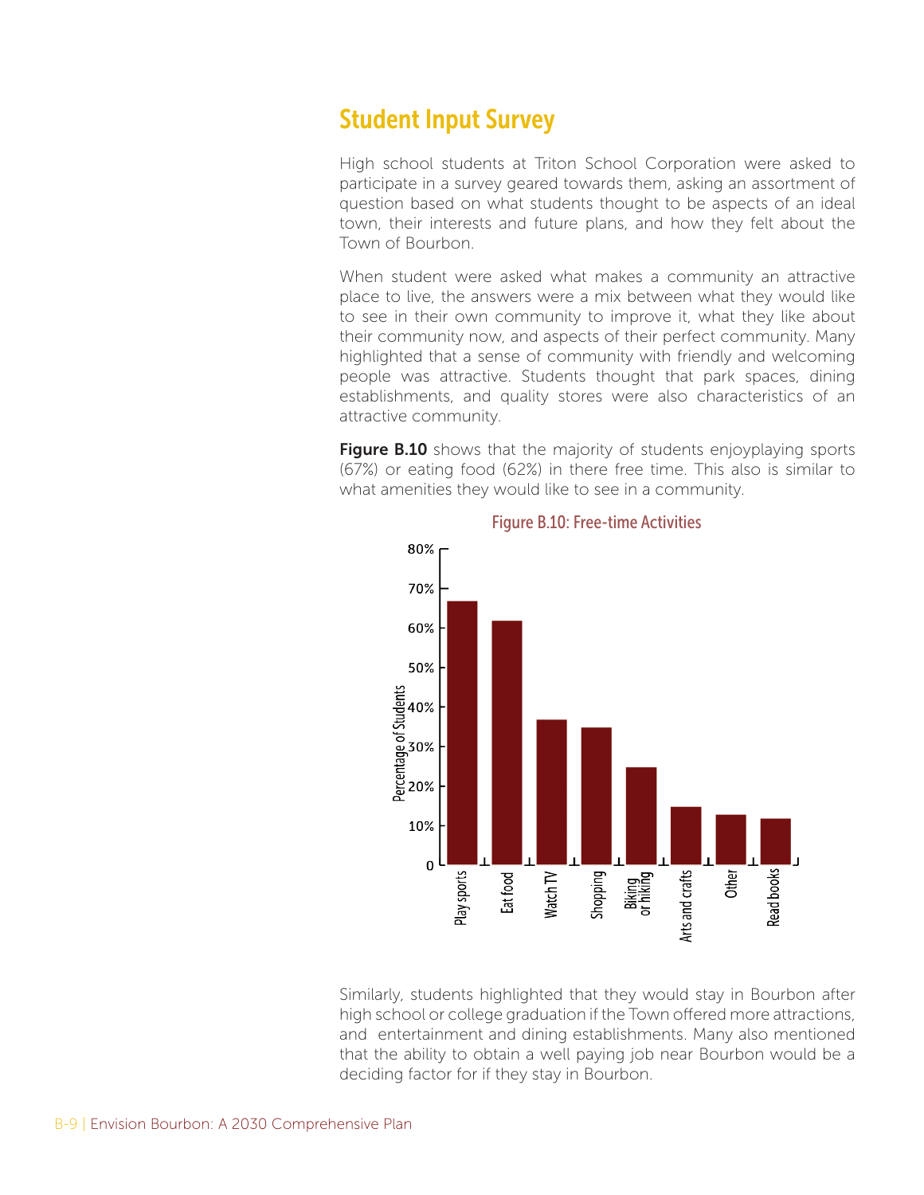## Student Input Survey

High school students at Triton School Corporation were asked to participate in a survey geared towards them, asking an assortment of question based on what students thought to be aspects of an ideal town, their interests and future plans, and how they felt about the Town of Bourbon.

When student were asked what makes a community an attractive place to live, the answers were a mix between what they would like to see in their own community to improve it, what they like about their community now, and aspects of their perfect community. Many highlighted that a sense of community with friendly and welcoming people was attractive. Students thought that park spaces, dining establishments, and quality stores were also characteristics of an attractive community.

**Figure B.10** shows that the majority of students enjoyplaying sports (67%) or eating food (62%) in there free time. This also is similar to what amenities they would like to see in a community.

Figure B.10: Free-time Activities

| Activity | Percentage of Students |
|---|---|
| Play sports | 67% |
| Eat food | 62% |
| Watch TV | 37% |
| Shopping | 35% |
| Biking or hiking | 25% |
| Arts and crafts | 15% |
| Other | 13% |
| Read books | 12% |

Similarly, students highlighted that they would stay in Bourbon after high school or college graduation if the Town offered more attractions, and entertainment and dining establishments. Many also mentioned that the ability to obtain a well paying job near Bourbon would be a deciding factor for if they stay in Bourbon.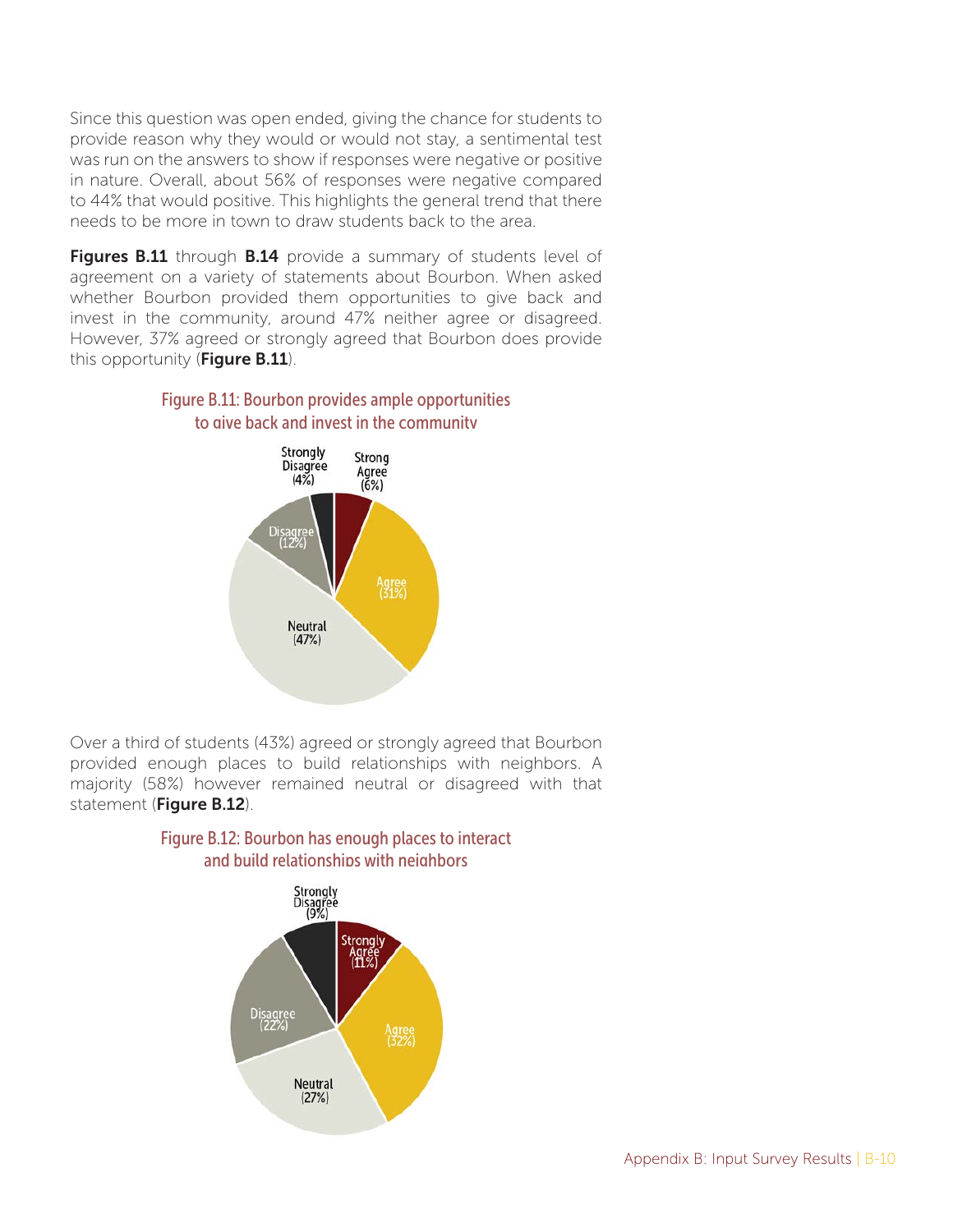Since this question was open ended, giving the chance for students to provide reason why they would or would not stay, a sentimental test was run on the answers to show if responses were negative or positive in nature. Overall, about 56% of responses were negative compared to 44% that would positive. This highlights the general trend that there needs to be more in town to draw students back to the area.

**Figures B.11** through **B.14** provide a summary of students level of agreement on a variety of statements about Bourbon. When asked whether Bourbon provided them opportunities to give back and invest in the community, around 47% neither agree or disagreed. However, 37% agreed or strongly agreed that Bourbon does provide this opportunity (**Figure B.11**).

Figure B.11: Bourbon provides ample opportunities to give back and invest in the community

| Response | Percent |
| --- | --- |
| Strong Agree | 6% |
| Agree | 31% |
| Neutral | 47% |
| Disagree | 12% |
| Strongly Disagree | 4% |

Over a third of students (43%) agreed or strongly agreed that Bourbon provided enough places to build relationships with neighbors. A majority (58%) however remained neutral or disagreed with that statement (**Figure B.12**).

Figure B.12: Bourbon has enough places to interact and build relationships with neighbors

| Response | Percent |
| --- | --- |
| Strongly Agree | 11% |
| Agree | 32% |
| Neutral | 27% |
| Disagree | 22% |
| Strongly Disagree | 9% |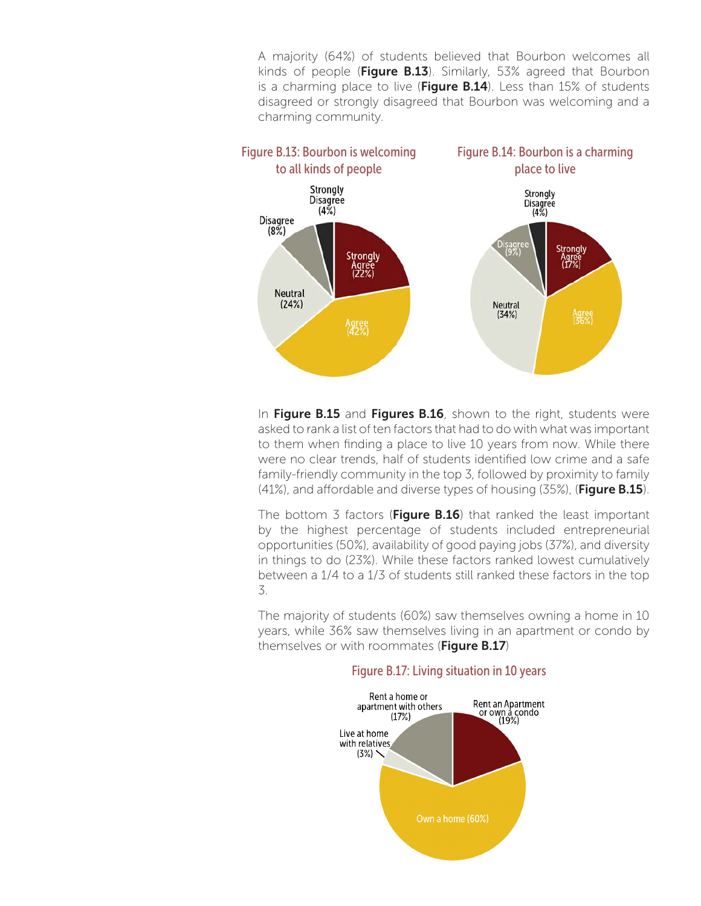A majority (64%) of students believed that Bourbon welcomes all kinds of people (**Figure B.13**). Similarly, 53% agreed that Bourbon is a charming place to live (**Figure B.14**). Less than 15% of students disagreed or strongly disagreed that Bourbon was welcoming and a charming community.

Figure B.13: Bourbon is welcoming to all kinds of people

| Response | Percent |
|---|---|
| Strongly Agree | 22% |
| Agree | 42% |
| Neutral | 24% |
| Disagree | 8% |
| Strongly Disagree | 4% |

Figure B.14: Bourbon is a charming place to live

| Response | Percent |
|---|---|
| Strongly Agree | 17% |
| Agree | 36% |
| Neutral | 34% |
| Disagree | 9% |
| Strongly Disagree | 4% |

In **Figure B.15** and **Figures B.16**, shown to the right, students were asked to rank a list of ten factors that had to do with what was important to them when finding a place to live 10 years from now. While there were no clear trends, half of students identified low crime and a safe family-friendly community in the top 3, followed by proximity to family (41%), and affordable and diverse types of housing (35%), (**Figure B.15**).

The bottom 3 factors (**Figure B.16**) that ranked the least important by the highest percentage of students included entrepreneurial opportunities (50%), availability of good paying jobs (37%), and diversity in things to do (23%). While these factors ranked lowest cumulatively between a 1/4 to a 1/3 of students still ranked these factors in the top 3.

The majority of students (60%) saw themselves owning a home in 10 years, while 36% saw themselves living in an apartment or condo by themselves or with roommates (**Figure B.17**)

Figure B.17: Living situation in 10 years

| Living situation | Percent |
|---|---|
| Own a home | 60% |
| Rent an Apartment or own a condo | 19% |
| Rent a home or apartment with others | 17% |
| Live at home with relatives | 3% |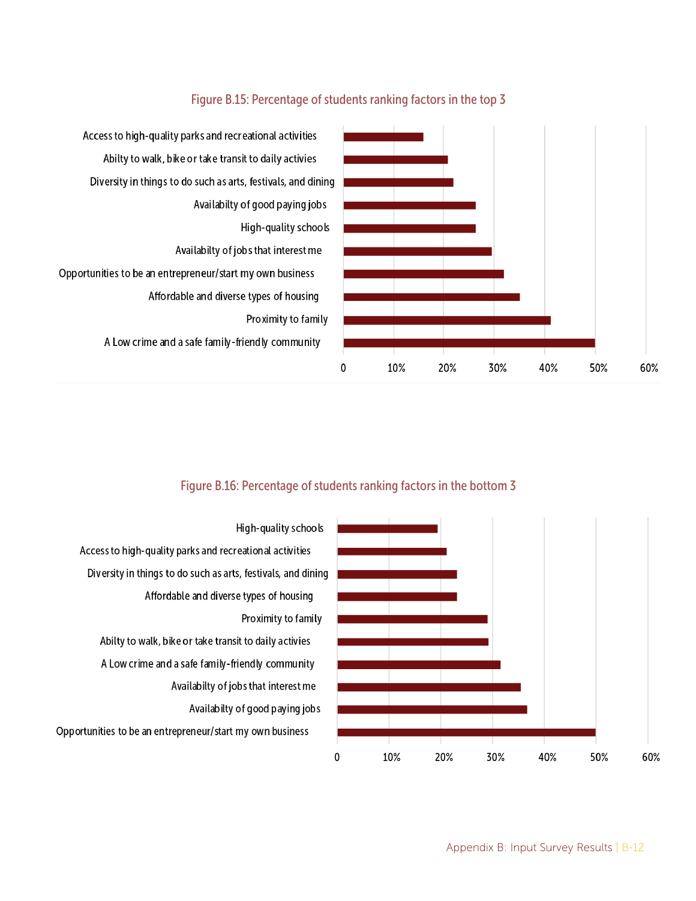Figure B.15: Percentage of students ranking factors in the top 3

Access to high-quality parks and recreational activities
Abilty to walk, bike or take transit to daily activies
Diversity in things to do such as arts, festivals, and dining
Availabilty of good paying jobs
High-quality schools
Availabilty of jobs that interest me
Opportunities to be an entrepreneur/start my own business
Affordable and diverse types of housing
Proximity to family
A Low crime and a safe family-friendly community

0
10%
20%
30%
40%
50%
60%

Figure B.16: Percentage of students ranking factors in the bottom 3

High-quality schools
Access to high-quality parks and recreational activities
Diversity in things to do such as arts, festivals, and dining
Affordable and diverse types of housing
Proximity to family
Abilty to walk, bike or take transit to daily activies
A Low crime and a safe family-friendly community
Availabilty of jobs that interest me
Availabilty of good paying jobs
Opportunities to be an entrepreneur/start my own business

0
10%
20%
30%
40%
50%
60%